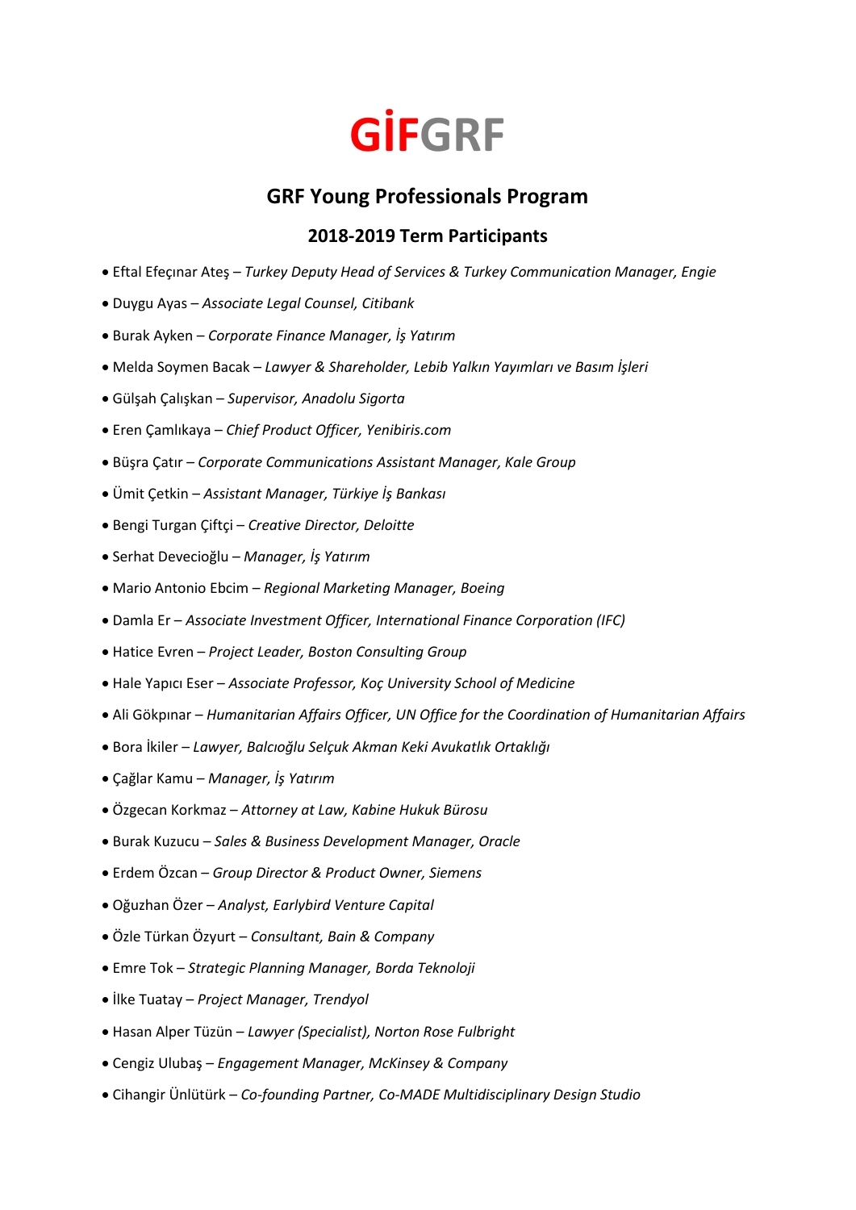# GİFGRF

## GRF Young Professionals Program

### 2018-2019 Term Participants

- Eftal Efeçınar Ateş – *Turkey Deputy Head of Services & Turkey Communication Manager, Engie*
- Duygu Ayas – *Associate Legal Counsel, Citibank*
- Burak Ayken – *Corporate Finance Manager, İş Yatırım*
- Melda Soymen Bacak – *Lawyer & Shareholder, Lebib Yalkın Yayımları ve Basım İşleri*
- Gülşah Çalışkan – *Supervisor, Anadolu Sigorta*
- Eren Çamlıkaya – *Chief Product Officer, Yenibiris.com*
- Büşra Çatır – *Corporate Communications Assistant Manager, Kale Group*
- Ümit Çetkin – *Assistant Manager, Türkiye İş Bankası*
- Bengi Turgan Çiftçi – *Creative Director, Deloitte*
- Serhat Devecioğlu – *Manager, İş Yatırım*
- Mario Antonio Ebcim – *Regional Marketing Manager, Boeing*
- Damla Er – *Associate Investment Officer, International Finance Corporation (IFC)*
- Hatice Evren – *Project Leader, Boston Consulting Group*
- Hale Yapıcı Eser – *Associate Professor, Koç University School of Medicine*
- Ali Gökpınar – *Humanitarian Affairs Officer, UN Office for the Coordination of Humanitarian Affairs*
- Bora İkiler – *Lawyer, Balcıoğlu Selçuk Akman Keki Avukatlık Ortaklığı*
- Çağlar Kamu – *Manager, İş Yatırım*
- Özgecan Korkmaz – *Attorney at Law, Kabine Hukuk Bürosu*
- Burak Kuzucu – *Sales & Business Development Manager, Oracle*
- Erdem Özcan – *Group Director & Product Owner, Siemens*
- Oğuzhan Özer – *Analyst, Earlybird Venture Capital*
- Özle Türkan Özyurt – *Consultant, Bain & Company*
- Emre Tok – *Strategic Planning Manager, Borda Teknoloji*
- İlke Tuatay – *Project Manager, Trendyol*
- Hasan Alper Tüzün – *Lawyer (Specialist), Norton Rose Fulbright*
- Cengiz Ulubaş – *Engagement Manager, McKinsey & Company*
- Cihangir Ünlütürk – *Co-founding Partner, Co-MADE Multidisciplinary Design Studio*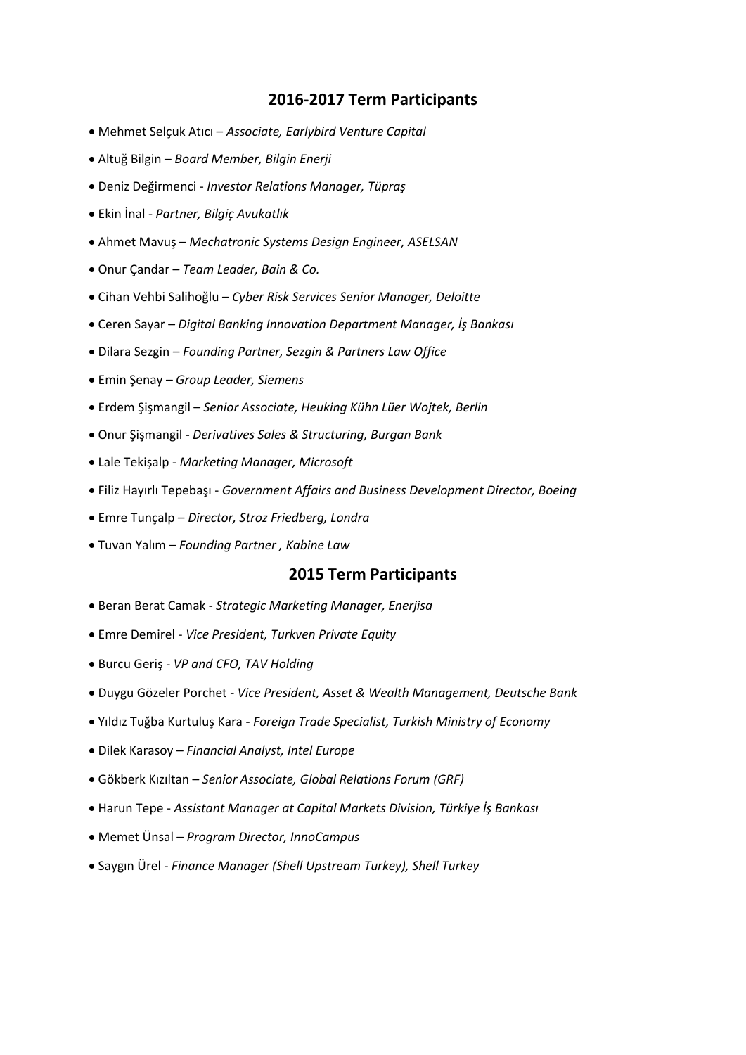## 2016-2017 Term Participants

- Mehmet Selçuk Atıcı – *Associate, Earlybird Venture Capital*
- Altuğ Bilgin – *Board Member, Bilgin Enerji*
- Deniz Değirmenci - *Investor Relations Manager, Tüpraş*
- Ekin İnal - *Partner, Bilgiç Avukatlık*
- Ahmet Mavuş – *Mechatronic Systems Design Engineer, ASELSAN*
- Onur Çandar – *Team Leader, Bain & Co.*
- Cihan Vehbi Salihoğlu – *Cyber Risk Services Senior Manager, Deloitte*
- Ceren Sayar – *Digital Banking Innovation Department Manager, İş Bankası*
- Dilara Sezgin – *Founding Partner, Sezgin & Partners Law Office*
- Emin Şenay – *Group Leader, Siemens*
- Erdem Şişmangil – *Senior Associate, Heuking Kühn Lüer Wojtek, Berlin*
- Onur Şişmangil - *Derivatives Sales & Structuring, Burgan Bank*
- Lale Tekişalp - *Marketing Manager, Microsoft*
- Filiz Hayırlı Tepebaşı - *Government Affairs and Business Development Director, Boeing*
- Emre Tunçalp – *Director, Stroz Friedberg, Londra*
- Tuvan Yalım – *Founding Partner , Kabine Law*

## 2015 Term Participants

- Beran Berat Camak - *Strategic Marketing Manager, Enerjisa*
- Emre Demirel - *Vice President, Turkven Private Equity*
- Burcu Geriş - *VP and CFO, TAV Holding*
- Duygu Gözeler Porchet - *Vice President, Asset & Wealth Management, Deutsche Bank*
- Yıldız Tuğba Kurtuluş Kara - *Foreign Trade Specialist, Turkish Ministry of Economy*
- Dilek Karasoy – *Financial Analyst, Intel Europe*
- Gökberk Kızıltan – *Senior Associate, Global Relations Forum (GRF)*
- Harun Tepe - *Assistant Manager at Capital Markets Division, Türkiye İş Bankası*
- Memet Ünsal – *Program Director, InnoCampus*
- Saygın Ürel - *Finance Manager (Shell Upstream Turkey), Shell Turkey*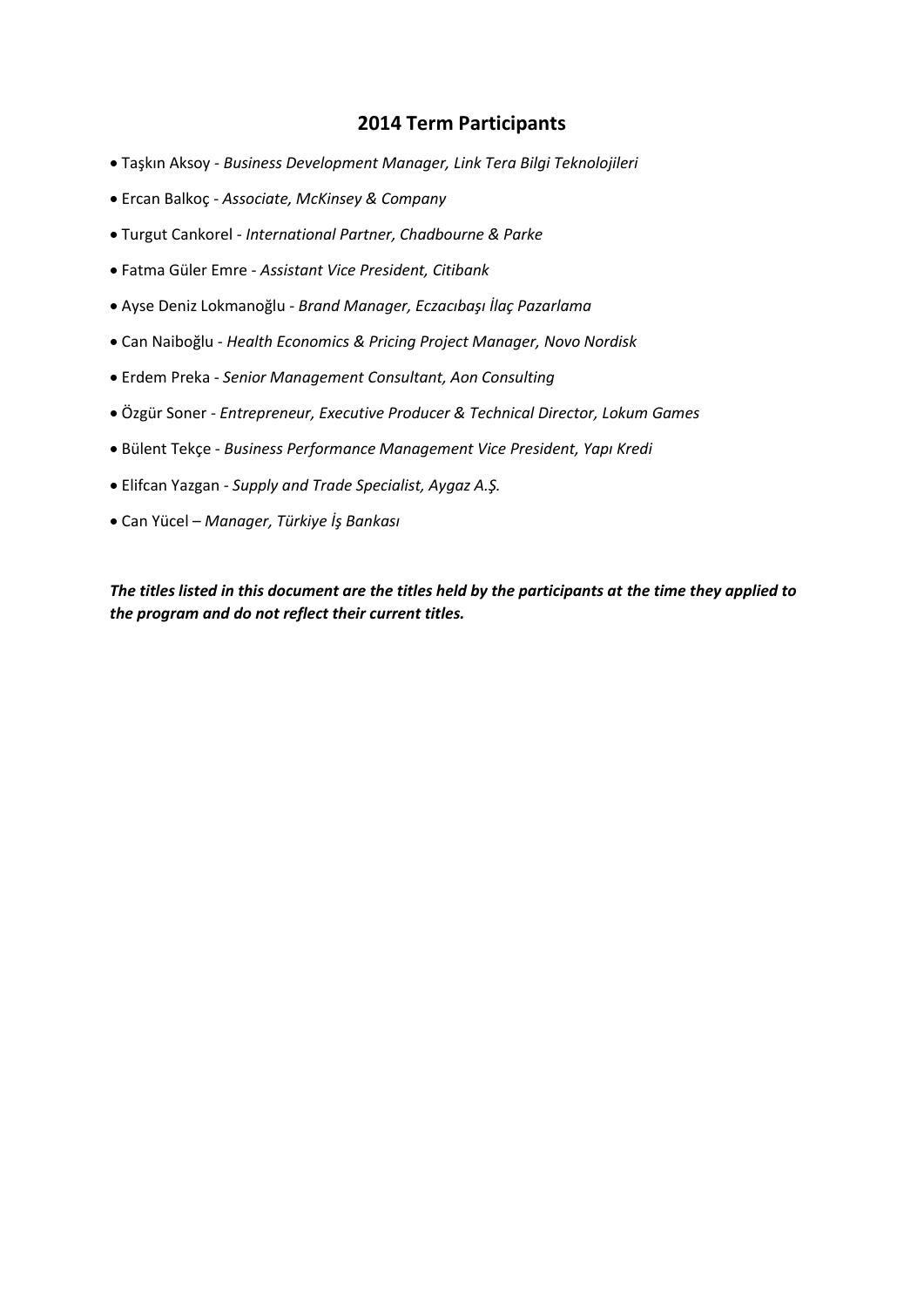## 2014 Term Participants

- Taşkın Aksoy - *Business Development Manager, Link Tera Bilgi Teknolojileri*
- Ercan Balkoç - *Associate, McKinsey & Company*
- Turgut Cankorel - *International Partner, Chadbourne & Parke*
- Fatma Güler Emre - *Assistant Vice President, Citibank*
- Ayse Deniz Lokmanoğlu - *Brand Manager, Eczacıbaşı İlaç Pazarlama*
- Can Naiboğlu - *Health Economics & Pricing Project Manager, Novo Nordisk*
- Erdem Preka - *Senior Management Consultant, Aon Consulting*
- Özgür Soner - *Entrepreneur, Executive Producer & Technical Director, Lokum Games*
- Bülent Tekçe - *Business Performance Management Vice President, Yapı Kredi*
- Elifcan Yazgan - *Supply and Trade Specialist, Aygaz A.Ş.*
- Can Yücel – *Manager, Türkiye İş Bankası*

***The titles listed in this document are the titles held by the participants at the time they applied to the program and do not reflect their current titles.***